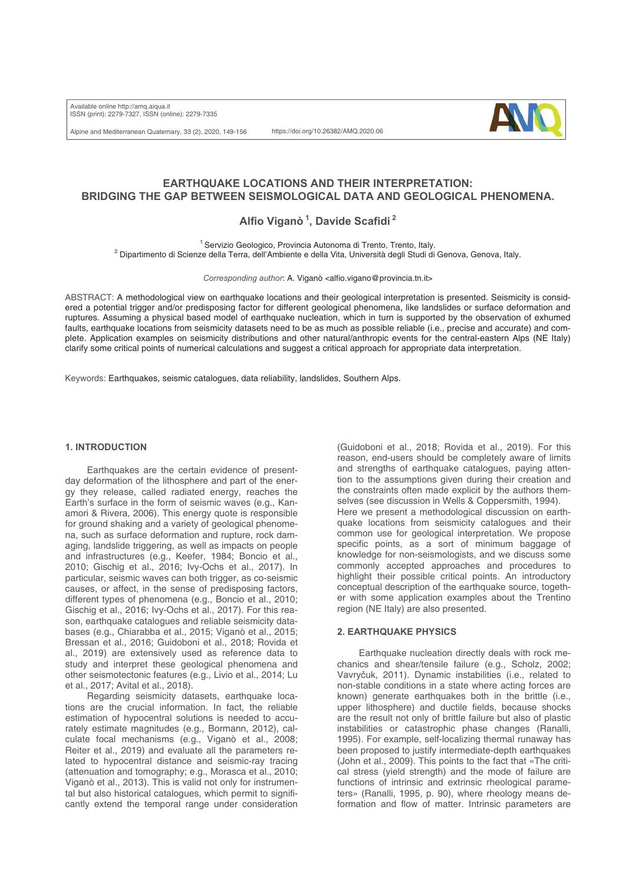# EARTHQUAKE LOCATIONS AND THEIR INTERPRETATION: BRIDGING THE GAP BETWEEN SEISMOLOGICAL DATA AND GEOLOGICAL PHENOMENA.

**Alfio Viganò [1], Davide Scafidi [2]**

[1] Servizio Geologico, Provincia Autonoma di Trento, Trento, Italy.
[2] Dipartimento di Scienze della Terra, dell'Ambiente e della Vita, Università degli Studi di Genova, Genova, Italy.

*Corresponding author*: A. Viganò <alfio.vigano@provincia.tn.it>

ABSTRACT: A methodological view on earthquake locations and their geological interpretation is presented. Seismicity is considered a potential trigger and/or predisposing factor for different geological phenomena, like landslides or surface deformation and ruptures. Assuming a physical based model of earthquake nucleation, which in turn is supported by the observation of exhumed faults, earthquake locations from seismicity datasets need to be as much as possible reliable (i.e., precise and accurate) and complete. Application examples on seismicity distributions and other natural/anthropic events for the central-eastern Alps (NE Italy) clarify some critical points of numerical calculations and suggest a critical approach for appropriate data interpretation.

Keywords: Earthquakes, seismic catalogues, data reliability, landslides, Southern Alps.

## 1. INTRODUCTION

Earthquakes are the certain evidence of present-day deformation of the lithosphere and part of the energy they release, called radiated energy, reaches the Earth's surface in the form of seismic waves (e.g., Kanamori & Rivera, 2006). This energy quote is responsible for ground shaking and a variety of geological phenomena, such as surface deformation and rupture, rock damaging, landslide triggering, as well as impacts on people and infrastructures (e.g., Keefer, 1984; Boncio et al., 2010; Gischig et al., 2016; Ivy-Ochs et al., 2017). In particular, seismic waves can both trigger, as co-seismic causes, or affect, in the sense of predisposing factors, different types of phenomena (e.g., Boncio et al., 2010; Gischig et al., 2016; Ivy-Ochs et al., 2017). For this reason, earthquake catalogues and reliable seismicity databases (e.g., Chiarabba et al., 2015; Viganò et al., 2015; Bressan et al., 2016; Guidoboni et al., 2018; Rovida et al., 2019) are extensively used as reference data to study and interpret these geological phenomena and other seismotectonic features (e.g., Livio et al., 2014; Lu et al., 2017; Avital et al., 2018).

Regarding seismicity datasets, earthquake locations are the crucial information. In fact, the reliable estimation of hypocentral solutions is needed to accurately estimate magnitudes (e.g., Bormann, 2012), calculate focal mechanisms (e.g., Viganò et al., 2008; Reiter et al., 2019) and evaluate all the parameters related to hypocentral distance and seismic-ray tracing (attenuation and tomography; e.g., Morasca et al., 2010; Viganò et al., 2013). This is valid not only for instrumental but also historical catalogues, which permit to significantly extend the temporal range under consideration (Guidoboni et al., 2018; Rovida et al., 2019). For this reason, end-users should be completely aware of limits and strengths of earthquake catalogues, paying attention to the assumptions given during their creation and the constraints often made explicit by the authors themselves (see discussion in Wells & Coppersmith, 1994).

Here we present a methodological discussion on earthquake locations from seismicity catalogues and their common use for geological interpretation. We propose specific points, as a sort of minimum baggage of knowledge for non-seismologists, and we discuss some commonly accepted approaches and procedures to highlight their possible critical points. An introductory conceptual description of the earthquake source, together with some application examples about the Trentino region (NE Italy) are also presented.

## 2. EARTHQUAKE PHYSICS

Earthquake nucleation directly deals with rock mechanics and shear/tensile failure (e.g., Scholz, 2002; Vavryčuk, 2011). Dynamic instabilities (i.e., related to non-stable conditions in a state where acting forces are known) generate earthquakes both in the brittle (i.e., upper lithosphere) and ductile fields, because shocks are the result not only of brittle failure but also of plastic instabilities or catastrophic phase changes (Ranalli, 1995). For example, self-localizing thermal runaway has been proposed to justify intermediate-depth earthquakes (John et al., 2009). This points to the fact that «The critical stress (yield strength) and the mode of failure are functions of intrinsic and extrinsic rheological parameters» (Ranalli, 1995, p. 90), where rheology means deformation and flow of matter. Intrinsic parameters are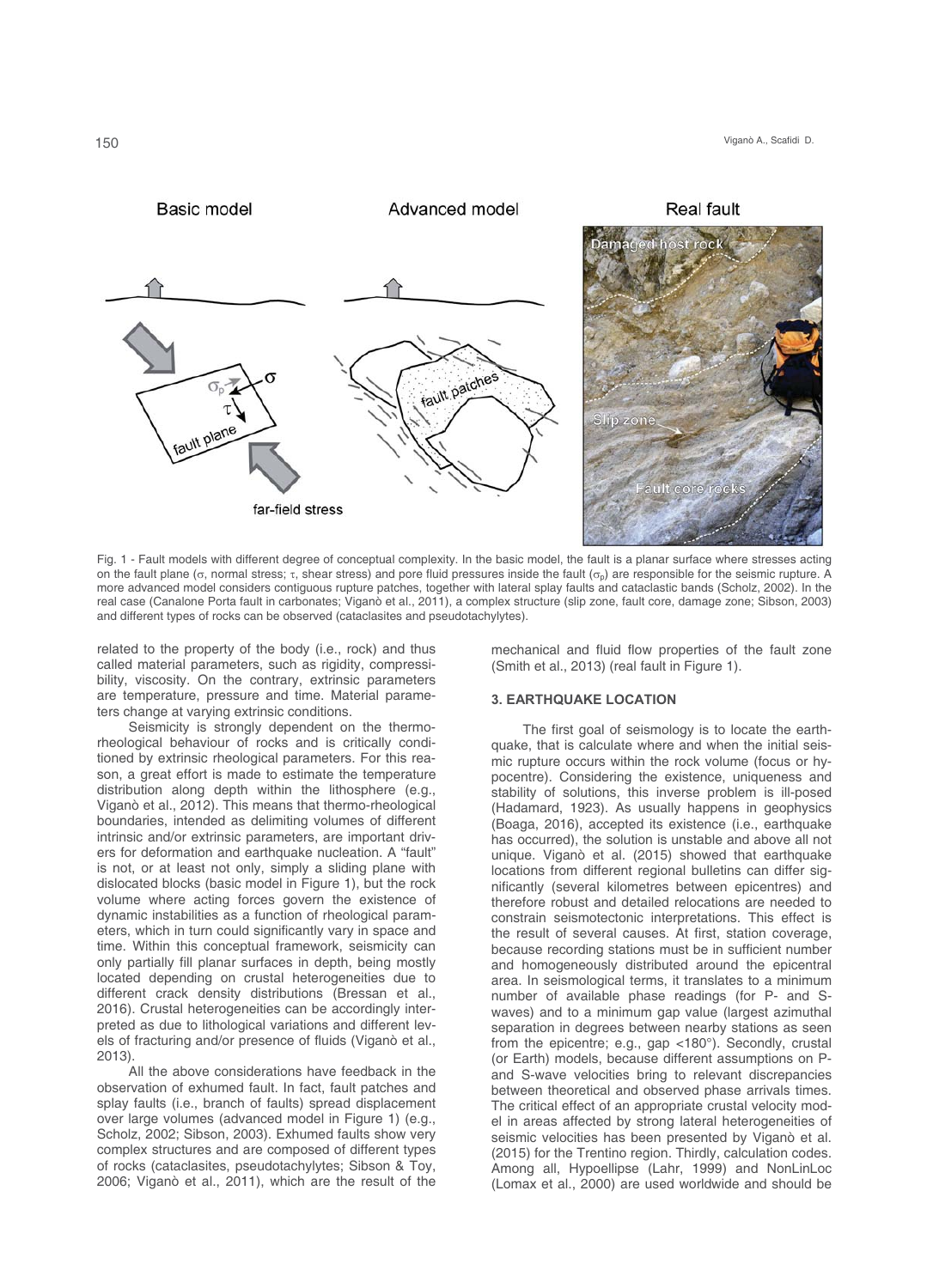Fig. 1 - Fault models with different degree of conceptual complexity. In the basic model, the fault is a planar surface where stresses acting on the fault plane ($\sigma$, normal stress; $\tau$, shear stress) and pore fluid pressures inside the fault ($\sigma_p$) are responsible for the seismic rupture. A more advanced model considers contiguous rupture patches, together with lateral splay faults and cataclastic bands (Scholz, 2002). In the real case (Canalone Porta fault in carbonates; Viganò et al., 2011), a complex structure (slip zone, fault core, damage zone; Sibson, 2003) and different types of rocks can be observed (cataclasites and pseudotachylytes).

related to the property of the body (i.e., rock) and thus called material parameters, such as rigidity, compressibility, viscosity. On the contrary, extrinsic parameters are temperature, pressure and time. Material parameters change at varying extrinsic conditions.

Seismicity is strongly dependent on the thermo-rheological behaviour of rocks and is critically conditioned by extrinsic rheological parameters. For this reason, a great effort is made to estimate the temperature distribution along depth within the lithosphere (e.g., Viganò et al., 2012). This means that thermo-rheological boundaries, intended as delimiting volumes of different intrinsic and/or extrinsic parameters, are important drivers for deformation and earthquake nucleation. A "fault" is not, or at least not only, simply a sliding plane with dislocated blocks (basic model in Figure 1), but the rock volume where acting forces govern the existence of dynamic instabilities as a function of rheological parameters, which in turn could significantly vary in space and time. Within this conceptual framework, seismicity can only partially fill planar surfaces in depth, being mostly located depending on crustal heterogeneities due to different crack density distributions (Bressan et al., 2016). Crustal heterogeneities can be accordingly interpreted as due to lithological variations and different levels of fracturing and/or presence of fluids (Viganò et al., 2013).

All the above considerations have feedback in the observation of exhumed fault. In fact, fault patches and splay faults (i.e., branch of faults) spread displacement over large volumes (advanced model in Figure 1) (e.g., Scholz, 2002; Sibson, 2003). Exhumed faults show very complex structures and are composed of different types of rocks (cataclasites, pseudotachylytes; Sibson & Toy, 2006; Viganò et al., 2011), which are the result of the mechanical and fluid flow properties of the fault zone (Smith et al., 2013) (real fault in Figure 1).

## 3. EARTHQUAKE LOCATION

The first goal of seismology is to locate the earthquake, that is calculate where and when the initial seismic rupture occurs within the rock volume (focus or hypocentre). Considering the existence, uniqueness and stability of solutions, this inverse problem is ill-posed (Hadamard, 1923). As usually happens in geophysics (Boaga, 2016), accepted its existence (i.e., earthquake has occurred), the solution is unstable and above all not unique. Viganò et al. (2015) showed that earthquake locations from different regional bulletins can differ significantly (several kilometres between epicentres) and therefore robust and detailed relocations are needed to constrain seismotectonic interpretations. This effect is the result of several causes. At first, station coverage, because recording stations must be in sufficient number and homogeneously distributed around the epicentral area. In seismological terms, it translates to a minimum number of available phase readings (for P- and S-waves) and to a minimum gap value (largest azimuthal separation in degrees between nearby stations as seen from the epicentre; e.g., gap <180°). Secondly, crustal (or Earth) models, because different assumptions on P- and S-wave velocities bring to relevant discrepancies between theoretical and observed phase arrivals times. The critical effect of an appropriate crustal velocity model in areas affected by strong lateral heterogeneities of seismic velocities has been presented by Viganò et al. (2015) for the Trentino region. Thirdly, calculation codes. Among all, Hypoellipse (Lahr, 1999) and NonLinLoc (Lomax et al., 2000) are used worldwide and should be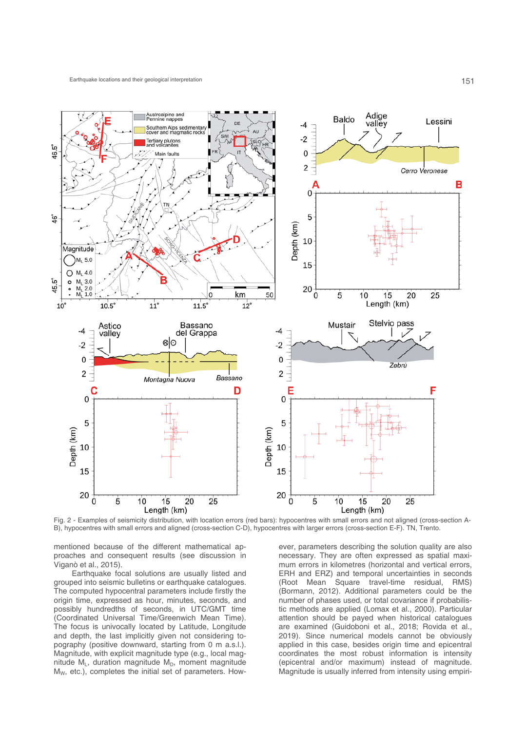Fig. 2 - Examples of seismicity distribution, with location errors (red bars): hypocentres with small errors and not aligned (cross-section A-B), hypocentres with small errors and aligned (cross-section C-D), hypocentres with larger errors (cross-section E-F). TN, Trento.

mentioned because of the different mathematical approaches and consequent results (see discussion in Viganò et al., 2015).

Earthquake focal solutions are usually listed and grouped into seismic bulletins or earthquake catalogues. The computed hypocentral parameters include firstly the origin time, expressed as hour, minutes, seconds, and possibly hundredths of seconds, in UTC/GMT time (Coordinated Universal Time/Greenwich Mean Time). The focus is univocally located by Latitude, Longitude and depth, the last implicitly given not considering topography (positive downward, starting from 0 m a.s.l.). Magnitude, with explicit magnitude type (e.g., local magnitude $M_L$, duration magnitude $M_D$, moment magnitude $M_W$, etc.), completes the initial set of parameters. However, parameters describing the solution quality are also necessary. They are often expressed as spatial maximum errors in kilometres (horizontal and vertical errors, ERH and ERZ) and temporal uncertainties in seconds (Root Mean Square travel-time residual, RMS) (Bormann, 2012). Additional parameters could be the number of phases used, or total covariance if probabilistic methods are applied (Lomax et al., 2000). Particular attention should be payed when historical catalogues are examined (Guidoboni et al., 2018; Rovida et al., 2019). Since numerical models cannot be obviously applied in this case, besides origin time and epicentral coordinates the most robust information is intensity (epicentral and/or maximum) instead of magnitude. Magnitude is usually inferred from intensity using empiri-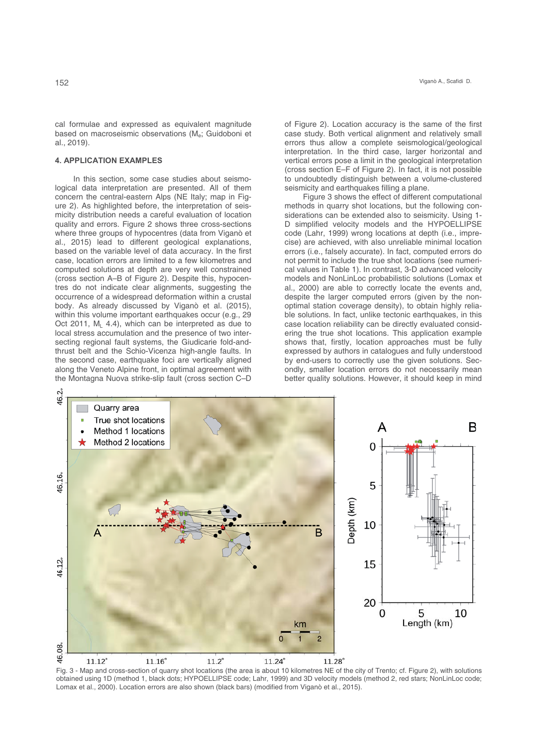cal formulae and expressed as equivalent magnitude based on macroseismic observations ($M_e$; Guidoboni et al., 2019).

## 4. APPLICATION EXAMPLES

In this section, some case studies about seismological data interpretation are presented. All of them concern the central-eastern Alps (NE Italy; map in Figure 2). As highlighted before, the interpretation of seismicity distribution needs a careful evaluation of location quality and errors. Figure 2 shows three cross-sections where three groups of hypocentres (data from Viganò et al., 2015) lead to different geological explanations, based on the variable level of data accuracy. In the first case, location errors are limited to a few kilometres and computed solutions at depth are very well constrained (cross section A–B of Figure 2). Despite this, hypocentres do not indicate clear alignments, suggesting the occurrence of a widespread deformation within a crustal body. As already discussed by Viganò et al. (2015), within this volume important earthquakes occur (e.g., 29 Oct 2011, $M_L$ 4.4), which can be interpreted as due to local stress accumulation and the presence of two intersecting regional fault systems, the Giudicarie fold-and-thrust belt and the Schio-Vicenza high-angle faults. In the second case, earthquake foci are vertically aligned along the Veneto Alpine front, in optimal agreement with the Montagna Nuova strike-slip fault (cross section C–D of Figure 2). Location accuracy is the same of the first case study. Both vertical alignment and relatively small errors thus allow a complete seismological/geological interpretation. In the third case, larger horizontal and vertical errors pose a limit in the geological interpretation (cross section E–F of Figure 2). In fact, it is not possible to undoubtedly distinguish between a volume-clustered seismicity and earthquakes filling a plane.

Figure 3 shows the effect of different computational methods in quarry shot locations, but the following considerations can be extended also to seismicity. Using 1-D simplified velocity models and the HYPOELLIPSE code (Lahr, 1999) wrong locations at depth (i.e., imprecise) are achieved, with also unreliable minimal location errors (i.e., falsely accurate). In fact, computed errors do not permit to include the true shot locations (see numerical values in Table 1). In contrast, 3-D advanced velocity models and NonLinLoc probabilistic solutions (Lomax et al., 2000) are able to correctly locate the events and, despite the larger computed errors (given by the non-optimal station coverage density), to obtain highly reliable solutions. In fact, unlike tectonic earthquakes, in this case location reliability can be directly evaluated considering the true shot locations. This application example shows that, firstly, location approaches must be fully expressed by authors in catalogues and fully understood by end-users to correctly use the given solutions. Secondly, smaller location errors do not necessarily mean better quality solutions. However, it should keep in mind

Fig. 3 - Map and cross-section of quarry shot locations (the area is about 10 kilometres NE of the city of Trento; cf. Figure 2), with solutions obtained using 1D (method 1, black dots; HYPOELLIPSE code; Lahr, 1999) and 3D velocity models (method 2, red stars; NonLinLoc code; Lomax et al., 2000). Location errors are also shown (black bars) (modified from Viganò et al., 2015).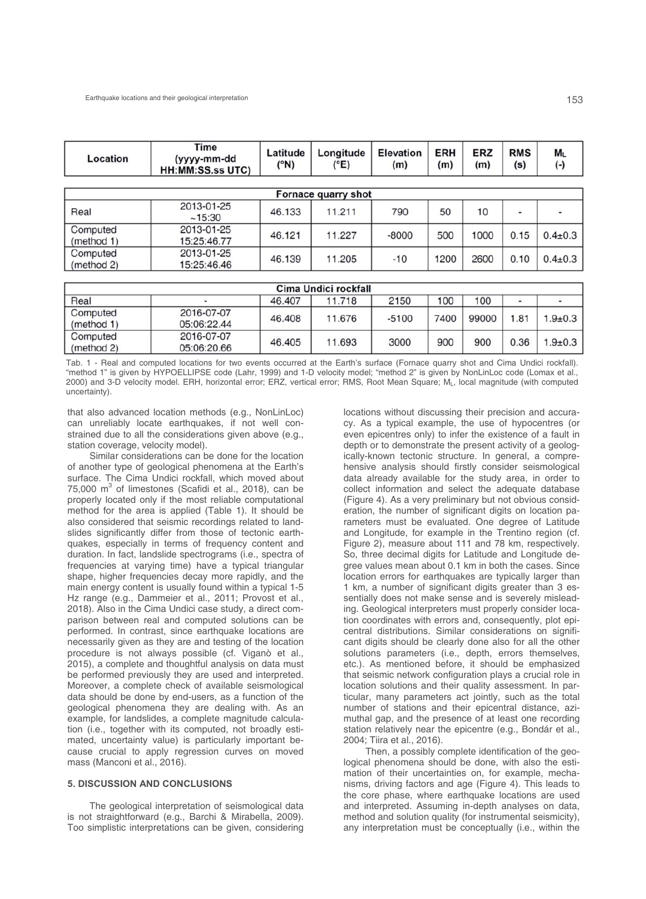| Location | Time (yyyy-mm-dd HH:MM:SS.ss UTC) | Latitude (°N) | Longitude (°E) | Elevation (m) | ERH (m) | ERZ (m) | RMS (s) | $M_L$ (-) |
|---|---|---|---|---|---|---|---|---|
| **Fornace quarry shot** | | | | | | | | |
| Real | 2013-01-25 ~15:30 | 46.133 | 11.211 | 790 | 50 | 10 | - | - |
| Computed (method 1) | 2013-01-25 15:25:46.77 | 46.121 | 11.227 | -8000 | 500 | 1000 | 0.15 | 0.4±0.3 |
| Computed (method 2) | 2013-01-25 15:25:46.46 | 46.139 | 11.205 | -10 | 1200 | 2600 | 0.10 | 0.4±0.3 |
| **Cima Undici rockfall** | | | | | | | | |
| Real | - | 46.407 | 11.718 | 2150 | 100 | 100 | - | - |
| Computed (method 1) | 2016-07-07 05:06:22.44 | 46.408 | 11.676 | -5100 | 7400 | 99000 | 1.81 | 1.9±0.3 |
| Computed (method 2) | 2016-07-07 05:06:20.66 | 46.405 | 11.693 | 3000 | 900 | 900 | 0.36 | 1.9±0.3 |

Tab. 1 - Real and computed locations for two events occurred at the Earth's surface (Fornace quarry shot and Cima Undici rockfall). "method 1" is given by HYPOELLIPSE code (Lahr, 1999) and 1-D velocity model; "method 2" is given by NonLinLoc code (Lomax et al., 2000) and 3-D velocity model. ERH, horizontal error; ERZ, vertical error; RMS, Root Mean Square; $M_L$, local magnitude (with computed uncertainty).

that also advanced location methods (e.g., NonLinLoc) can unreliably locate earthquakes, if not well constrained due to all the considerations given above (e.g., station coverage, velocity model).

Similar considerations can be done for the location of another type of geological phenomena at the Earth's surface. The Cima Undici rockfall, which moved about 75,000 $m^3$ of limestones (Scafidi et al., 2018), can be properly located only if the most reliable computational method for the area is applied (Table 1). It should be also considered that seismic recordings related to landslides significantly differ from those of tectonic earthquakes, especially in terms of frequency content and duration. In fact, landslide spectrograms (i.e., spectra of frequencies at varying time) have a typical triangular shape, higher frequencies decay more rapidly, and the main energy content is usually found within a typical 1-5 Hz range (e.g., Dammeier et al., 2011; Provost et al., 2018). Also in the Cima Undici case study, a direct comparison between real and computed solutions can be performed. In contrast, since earthquake locations are necessarily given as they are and testing of the location procedure is not always possible (cf. Viganò et al., 2015), a complete and thoughtful analysis on data must be performed previously they are used and interpreted. Moreover, a complete check of available seismological data should be done by end-users, as a function of the geological phenomena they are dealing with. As an example, for landslides, a complete magnitude calculation (i.e., together with its computed, not broadly estimated, uncertainty value) is particularly important because crucial to apply regression curves on moved mass (Manconi et al., 2016).

## 5. DISCUSSION AND CONCLUSIONS

The geological interpretation of seismological data is not straightforward (e.g., Barchi & Mirabella, 2009). Too simplistic interpretations can be given, considering locations without discussing their precision and accuracy. As a typical example, the use of hypocentres (or even epicentres only) to infer the existence of a fault in depth or to demonstrate the present activity of a geologically-known tectonic structure. In general, a comprehensive analysis should firstly consider seismological data already available for the study area, in order to collect information and select the adequate database (Figure 4). As a very preliminary but not obvious consideration, the number of significant digits on location parameters must be evaluated. One degree of Latitude and Longitude, for example in the Trentino region (cf. Figure 2), measure about 111 and 78 km, respectively. So, three decimal digits for Latitude and Longitude degree values mean about 0.1 km in both the cases. Since location errors for earthquakes are typically larger than 1 km, a number of significant digits greater than 3 essentially does not make sense and is severely misleading. Geological interpreters must properly consider location coordinates with errors and, consequently, plot epicentral distributions. Similar considerations on significant digits should be clearly done also for all the other solutions parameters (i.e., depth, errors themselves, etc.). As mentioned before, it should be emphasized that seismic network configuration plays a crucial role in location solutions and their quality assessment. In particular, many parameters act jointly, such as the total number of stations and their epicentral distance, azimuthal gap, and the presence of at least one recording station relatively near the epicentre (e.g., Bondár et al., 2004; Tiira et al., 2016).

Then, a possibly complete identification of the geological phenomena should be done, with also the estimation of their uncertainties on, for example, mechanisms, driving factors and age (Figure 4). This leads to the core phase, where earthquake locations are used and interpreted. Assuming in-depth analyses on data, method and solution quality (for instrumental seismicity), any interpretation must be conceptually (i.e., within the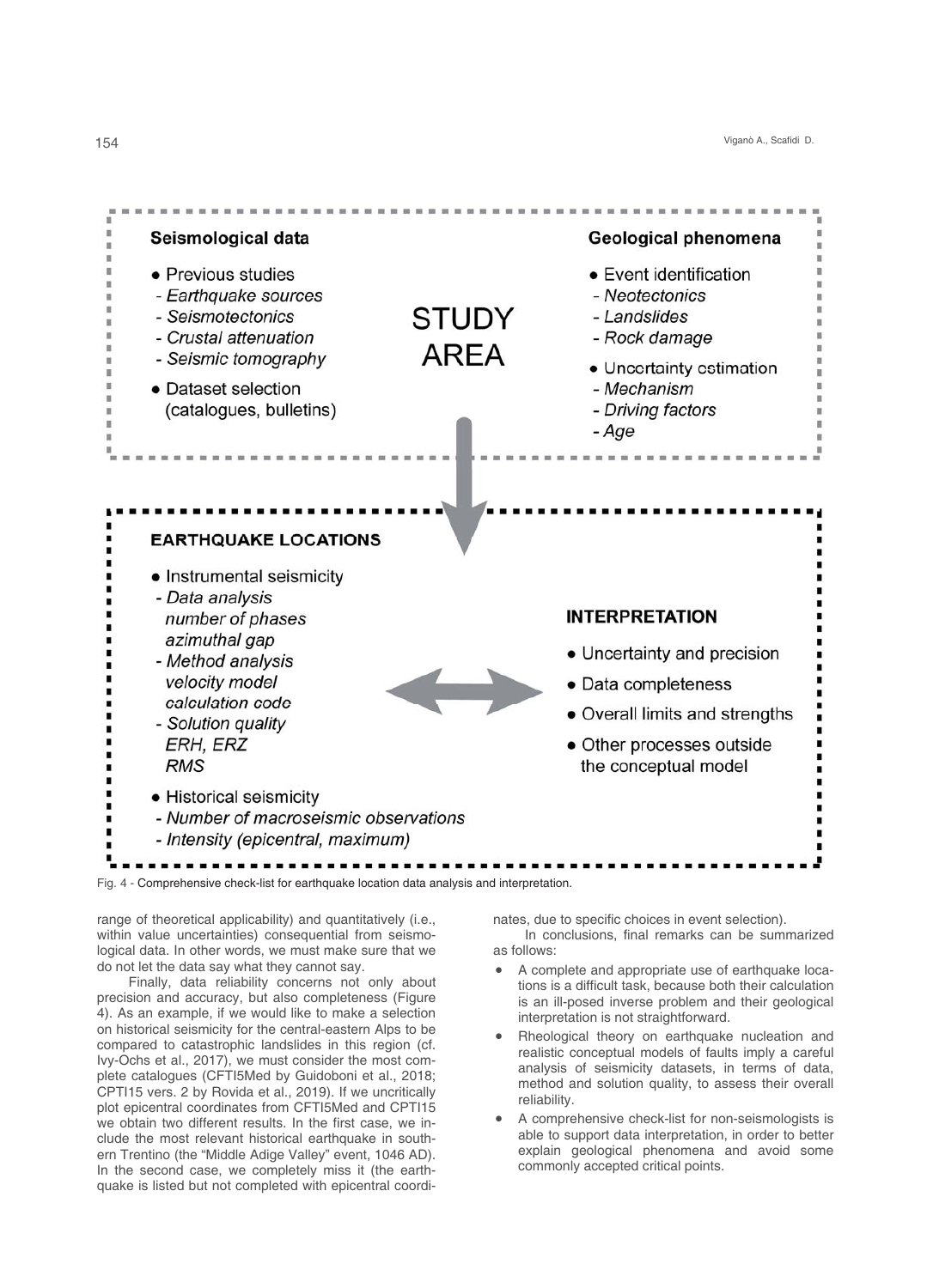**Seismological data**

- Previous studies
  - *Earthquake sources*
  - *Seismotectonics*
  - *Crustal attenuation*
  - *Seismic tomography*
- Dataset selection (catalogues, bulletins)

**STUDY AREA**

**Geological phenomena**

- Event identification
  - *Neotectonics*
  - *Landslides*
  - *Rock damage*
- Uncertainty estimation
  - *Mechanism*
  - *Driving factors*
  - *Age*

**EARTHQUAKE LOCATIONS**

- Instrumental seismicity
  - *Data analysis*
    *number of phases*
    *azimuthal gap*
  - *Method analysis*
    *velocity model*
    *calculation code*
  - *Solution quality*
    *ERH, ERZ*
    *RMS*
- Historical seismicity
  - *Number of macroseismic observations*
  - *Intensity (epicentral, maximum)*

**INTERPRETATION**

- Uncertainty and precision
- Data completeness
- Overall limits and strengths
- Other processes outside the conceptual model

Fig. 4 - Comprehensive check-list for earthquake location data analysis and interpretation.

range of theoretical applicability) and quantitatively (i.e., within value uncertainties) consequential from seismological data. In other words, we must make sure that we do not let the data say what they cannot say.

Finally, data reliability concerns not only about precision and accuracy, but also completeness (Figure 4). As an example, if we would like to make a selection on historical seismicity for the central-eastern Alps to be compared to catastrophic landslides in this region (cf. Ivy-Ochs et al., 2017), we must consider the most complete catalogues (CFTI5Med by Guidoboni et al., 2018; CPTI15 vers. 2 by Rovida et al., 2019). If we uncritically plot epicentral coordinates from CFTI5Med and CPTI15 we obtain two different results. In the first case, we include the most relevant historical earthquake in southern Trentino (the "Middle Adige Valley" event, 1046 AD). In the second case, we completely miss it (the earthquake is listed but not completed with epicentral coordinates, due to specific choices in event selection).

In conclusions, final remarks can be summarized as follows:

- A complete and appropriate use of earthquake locations is a difficult task, because both their calculation is an ill-posed inverse problem and their geological interpretation is not straightforward.
- Rheological theory on earthquake nucleation and realistic conceptual models of faults imply a careful analysis of seismicity datasets, in terms of data, method and solution quality, to assess their overall reliability.
- A comprehensive check-list for non-seismologists is able to support data interpretation, in order to better explain geological phenomena and avoid some commonly accepted critical points.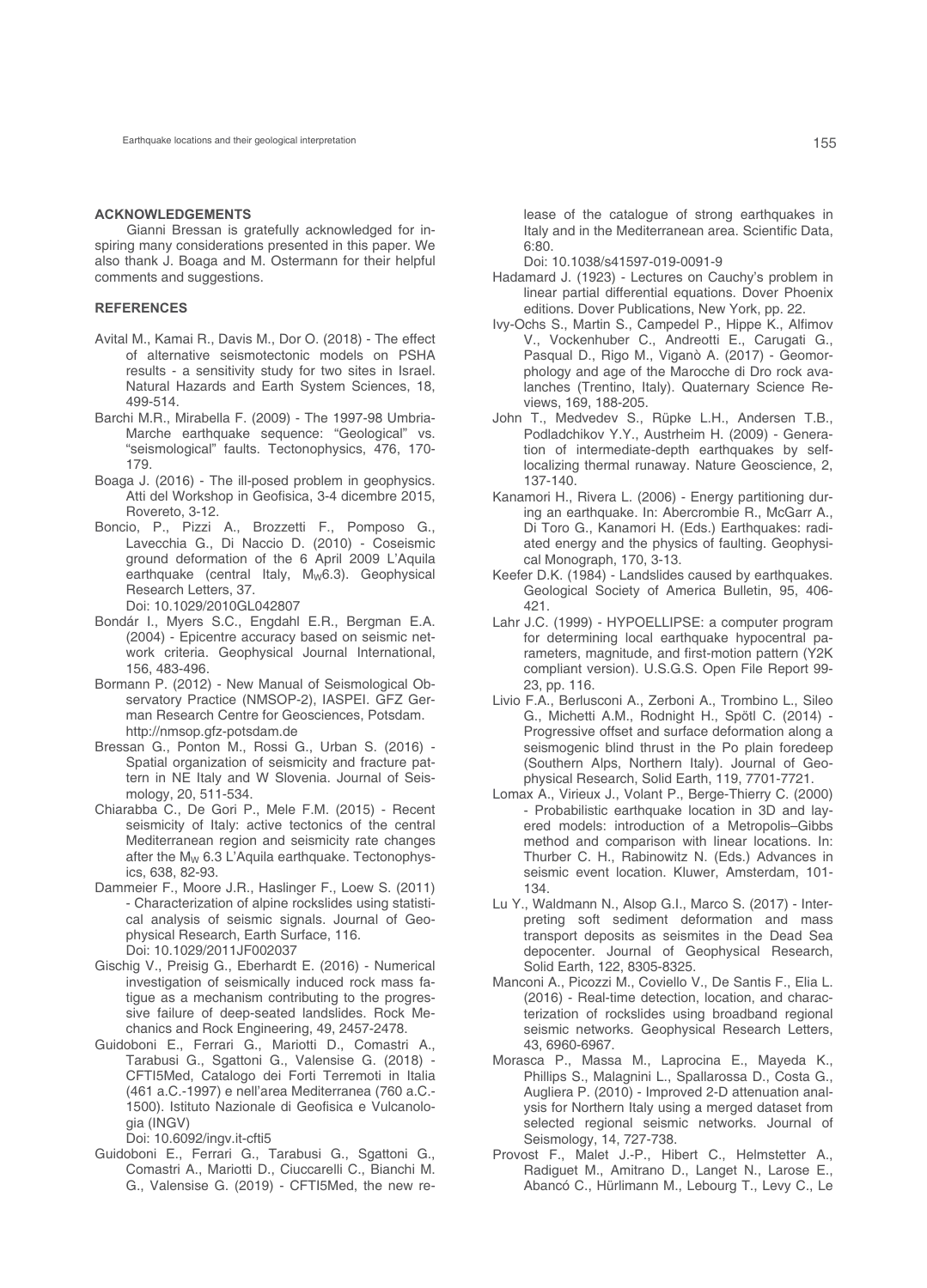## ACKNOWLEDGEMENTS

Gianni Bressan is gratefully acknowledged for inspiring many considerations presented in this paper. We also thank J. Boaga and M. Ostermann for their helpful comments and suggestions.

## REFERENCES

Avital M., Kamai R., Davis M., Dor O. (2018) - The effect of alternative seismotectonic models on PSHA results - a sensitivity study for two sites in Israel. Natural Hazards and Earth System Sciences, 18, 499-514.

Barchi M.R., Mirabella F. (2009) - The 1997-98 Umbria-Marche earthquake sequence: "Geological" vs. "seismological" faults. Tectonophysics, 476, 170-179.

Boaga J. (2016) - The ill-posed problem in geophysics. Atti del Workshop in Geofisica, 3-4 dicembre 2015, Rovereto, 3-12.

Boncio, P., Pizzi A., Brozzetti F., Pomposo G., Lavecchia G., Di Naccio D. (2010) - Coseismic ground deformation of the 6 April 2009 L'Aquila earthquake (central Italy, $M_W$6.3). Geophysical Research Letters, 37. Doi: 10.1029/2010GL042807

Bondár I., Myers S.C., Engdahl E.R., Bergman E.A. (2004) - Epicentre accuracy based on seismic network criteria. Geophysical Journal International, 156, 483-496.

Bormann P. (2012) - New Manual of Seismological Observatory Practice (NMSOP-2), IASPEI. GFZ German Research Centre for Geosciences, Potsdam. http://nmsop.gfz-potsdam.de

Bressan G., Ponton M., Rossi G., Urban S. (2016) - Spatial organization of seismicity and fracture pattern in NE Italy and W Slovenia. Journal of Seismology, 20, 511-534.

Chiarabba C., De Gori P., Mele F.M. (2015) - Recent seismicity of Italy: active tectonics of the central Mediterranean region and seismicity rate changes after the $M_W$ 6.3 L'Aquila earthquake. Tectonophysics, 638, 82-93.

Dammeier F., Moore J.R., Haslinger F., Loew S. (2011) - Characterization of alpine rockslides using statistical analysis of seismic signals. Journal of Geophysical Research, Earth Surface, 116. Doi: 10.1029/2011JF002037

Gischig V., Preisig G., Eberhardt E. (2016) - Numerical investigation of seismically induced rock mass fatigue as a mechanism contributing to the progressive failure of deep-seated landslides. Rock Mechanics and Rock Engineering, 49, 2457-2478.

Guidoboni E., Ferrari G., Mariotti D., Comastri A., Tarabusi G., Sgattoni G., Valensise G. (2018) - CFTI5Med, Catalogo dei Forti Terremoti in Italia (461 a.C.-1997) e nell'area Mediterranea (760 a.C.-1500). Istituto Nazionale di Geofisica e Vulcanologia (INGV) Doi: 10.6092/ingv.it-cfti5

Guidoboni E., Ferrari G., Tarabusi G., Sgattoni G., Comastri A., Mariotti D., Ciuccarelli C., Bianchi M. G., Valensise G. (2019) - CFTI5Med, the new release of the catalogue of strong earthquakes in Italy and in the Mediterranean area. Scientific Data, 6:80. Doi: 10.1038/s41597-019-0091-9

Hadamard J. (1923) - Lectures on Cauchy's problem in linear partial differential equations. Dover Phoenix editions. Dover Publications, New York, pp. 22.

Ivy-Ochs S., Martin S., Campedel P., Hippe K., Alfimov V., Vockenhuber C., Andreotti E., Carugati G., Pasqual D., Rigo M., Viganò A. (2017) - Geomorphology and age of the Marocche di Dro rock avalanches (Trentino, Italy). Quaternary Science Reviews, 169, 188-205.

John T., Medvedev S., Rüpke L.H., Andersen T.B., Podladchikov Y.Y., Austrheim H. (2009) - Generation of intermediate-depth earthquakes by self-localizing thermal runaway. Nature Geoscience, 2, 137-140.

Kanamori H., Rivera L. (2006) - Energy partitioning during an earthquake. In: Abercrombie R., McGarr A., Di Toro G., Kanamori H. (Eds.) Earthquakes: radiated energy and the physics of faulting. Geophysical Monograph, 170, 3-13.

Keefer D.K. (1984) - Landslides caused by earthquakes. Geological Society of America Bulletin, 95, 406-421.

Lahr J.C. (1999) - HYPOELLIPSE: a computer program for determining local earthquake hypocentral parameters, magnitude, and first-motion pattern (Y2K compliant version). U.S.G.S. Open File Report 99-23, pp. 116.

Livio F.A., Berlusconi A., Zerboni A., Trombino L., Sileo G., Michetti A.M., Rodnight H., Spötl C. (2014) - Progressive offset and surface deformation along a seismogenic blind thrust in the Po plain foredeep (Southern Alps, Northern Italy). Journal of Geophysical Research, Solid Earth, 119, 7701-7721.

Lomax A., Virieux J., Volant P., Berge-Thierry C. (2000) - Probabilistic earthquake location in 3D and layered models: introduction of a Metropolis–Gibbs method and comparison with linear locations. In: Thurber C. H., Rabinowitz N. (Eds.) Advances in seismic event location. Kluwer, Amsterdam, 101-134.

Lu Y., Waldmann N., Alsop G.I., Marco S. (2017) - Interpreting soft sediment deformation and mass transport deposits as seismites in the Dead Sea depocenter. Journal of Geophysical Research, Solid Earth, 122, 8305-8325.

Manconi A., Picozzi M., Coviello V., De Santis F., Elia L. (2016) - Real-time detection, location, and characterization of rockslides using broadband regional seismic networks. Geophysical Research Letters, 43, 6960-6967.

Morasca P., Massa M., Laprocina E., Mayeda K., Phillips S., Malagnini L., Spallarossa D., Costa G., Augliera P. (2010) - Improved 2-D attenuation analysis for Northern Italy using a merged dataset from selected regional seismic networks. Journal of Seismology, 14, 727-738.

Provost F., Malet J.-P., Hibert C., Helmstetter A., Radiguet M., Amitrano D., Langet N., Larose E., Abancó C., Hürlimann M., Lebourg T., Levy C., Le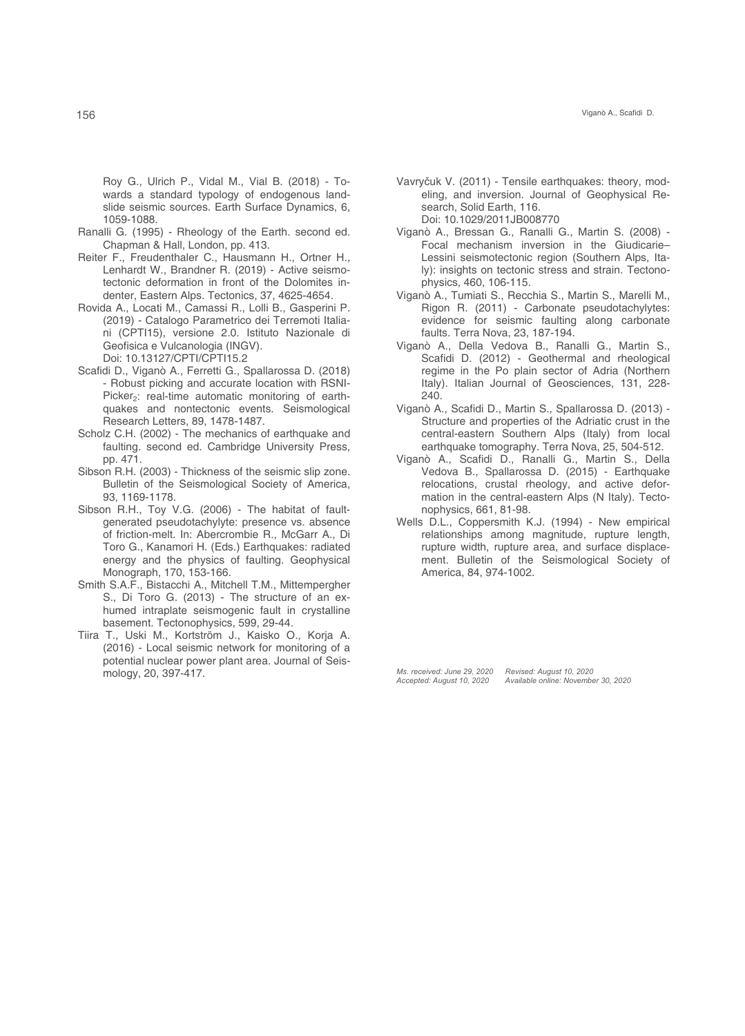Roy G., Ulrich P., Vidal M., Vial B. (2018) - Towards a standard typology of endogenous landslide seismic sources. Earth Surface Dynamics, 6, 1059-1088.

Ranalli G. (1995) - Rheology of the Earth. second ed. Chapman & Hall, London, pp. 413.

Reiter F., Freudenthaler C., Hausmann H., Ortner H., Lenhardt W., Brandner R. (2019) - Active seismotectonic deformation in front of the Dolomites indenter, Eastern Alps. Tectonics, 37, 4625-4654.

Rovida A., Locati M., Camassi R., Lolli B., Gasperini P. (2019) - Catalogo Parametrico dei Terremoti Italiani (CPTI15), versione 2.0. Istituto Nazionale di Geofisica e Vulcanologia (INGV). Doi: 10.13127/CPTI/CPTI15.2

Scafidi D., Viganò A., Ferretti G., Spallarossa D. (2018) - Robust picking and accurate location with RSNI-Picker$_2$: real-time automatic monitoring of earthquakes and nontectonic events. Seismological Research Letters, 89, 1478-1487.

Scholz C.H. (2002) - The mechanics of earthquake and faulting. second ed. Cambridge University Press, pp. 471.

Sibson R.H. (2003) - Thickness of the seismic slip zone. Bulletin of the Seismological Society of America, 93, 1169-1178.

Sibson R.H., Toy V.G. (2006) - The habitat of fault-generated pseudotachylyte: presence vs. absence of friction-melt. In: Abercrombie R., McGarr A., Di Toro G., Kanamori H. (Eds.) Earthquakes: radiated energy and the physics of faulting. Geophysical Monograph, 170, 153-166.

Smith S.A.F., Bistacchi A., Mitchell T.M., Mittempergher S., Di Toro G. (2013) - The structure of an exhumed intraplate seismogenic fault in crystalline basement. Tectonophysics, 599, 29-44.

Tiira T., Uski M., Kortström J., Kaisko O., Korja A. (2016) - Local seismic network for monitoring of a potential nuclear power plant area. Journal of Seismology, 20, 397-417.

Vavryčuk V. (2011) - Tensile earthquakes: theory, modeling, and inversion. Journal of Geophysical Research, Solid Earth, 116. Doi: 10.1029/2011JB008770

Viganò A., Bressan G., Ranalli G., Martin S. (2008) - Focal mechanism inversion in the Giudicarie–Lessini seismotectonic region (Southern Alps, Italy): insights on tectonic stress and strain. Tectonophysics, 460, 106-115.

Viganò A., Tumiati S., Recchia S., Martin S., Marelli M., Rigon R. (2011) - Carbonate pseudotachylytes: evidence for seismic faulting along carbonate faults. Terra Nova, 23, 187-194.

Viganò A., Della Vedova B., Ranalli G., Martin S., Scafidi D. (2012) - Geothermal and rheological regime in the Po plain sector of Adria (Northern Italy). Italian Journal of Geosciences, 131, 228-240.

Viganò A., Scafidi D., Martin S., Spallarossa D. (2013) - Structure and properties of the Adriatic crust in the central-eastern Southern Alps (Italy) from local earthquake tomography. Terra Nova, 25, 504-512.

Viganò A., Scafidi D., Ranalli G., Martin S., Della Vedova B., Spallarossa D. (2015) - Earthquake relocations, crustal rheology, and active deformation in the central-eastern Alps (N Italy). Tectonophysics, 661, 81-98.

Wells D.L., Coppersmith K.J. (1994) - New empirical relationships among magnitude, rupture length, rupture width, rupture area, and surface displacement. Bulletin of the Seismological Society of America, 84, 974-1002.

*Ms. received: June 29, 2020* *Revised: August 10, 2020*
*Accepted: August 10, 2020* *Available online: November 30, 2020*